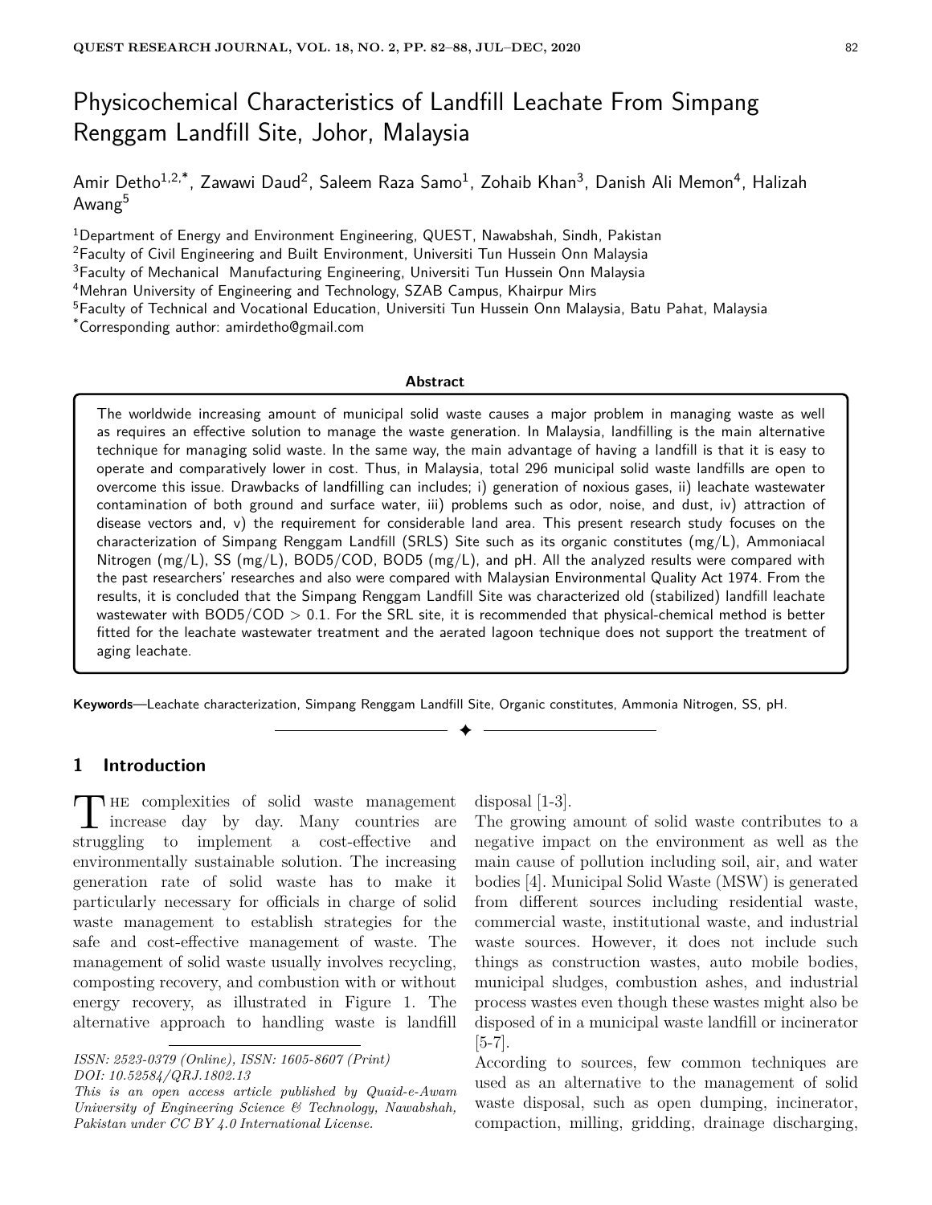# Physicochemical Characteristics of Landfill Leachate From Simpang Renggam Landfill Site, Johor, Malaysia

Amir Detho[1,2,*], Zawawi Daud[2], Saleem Raza Samo[1], Zohaib Khan[3], Danish Ali Memon[4], Halizah Awang[5]

[1]Department of Energy and Environment Engineering, QUEST, Nawabshah, Sindh, Pakistan
[2]Faculty of Civil Engineering and Built Environment, Universiti Tun Hussein Onn Malaysia
[3]Faculty of Mechanical Manufacturing Engineering, Universiti Tun Hussein Onn Malaysia
[4]Mehran University of Engineering and Technology, SZAB Campus, Khairpur Mirs
[5]Faculty of Technical and Vocational Education, Universiti Tun Hussein Onn Malaysia, Batu Pahat, Malaysia
[*]Corresponding author: amirdetho@gmail.com

**Abstract**

The worldwide increasing amount of municipal solid waste causes a major problem in managing waste as well as requires an effective solution to manage the waste generation. In Malaysia, landfilling is the main alternative technique for managing solid waste. In the same way, the main advantage of having a landfill is that it is easy to operate and comparatively lower in cost. Thus, in Malaysia, total 296 municipal solid waste landfills are open to overcome this issue. Drawbacks of landfilling can includes; i) generation of noxious gases, ii) leachate wastewater contamination of both ground and surface water, iii) problems such as odor, noise, and dust, iv) attraction of disease vectors and, v) the requirement for considerable land area. This present research study focuses on the characterization of Simpang Renggam Landfill (SRLS) Site such as its organic constitutes (mg/L), Ammoniacal Nitrogen (mg/L), SS (mg/L), BOD5/COD, BOD5 (mg/L), and pH. All the analyzed results were compared with the past researchers' researches and also were compared with Malaysian Environmental Quality Act 1974. From the results, it is concluded that the Simpang Renggam Landfill Site was characterized old (stabilized) landfill leachate wastewater with BOD5/COD $> 0.1$. For the SRL site, it is recommended that physical-chemical method is better fitted for the leachate wastewater treatment and the aerated lagoon technique does not support the treatment of aging leachate.

**Keywords**—Leachate characterization, Simpang Renggam Landfill Site, Organic constitutes, Ammonia Nitrogen, SS, pH.

## 1 Introduction

The complexities of solid waste management increase day by day. Many countries are struggling to implement a cost-effective and environmentally sustainable solution. The increasing generation rate of solid waste has to make it particularly necessary for officials in charge of solid waste management to establish strategies for the safe and cost-effective management of waste. The management of solid waste usually involves recycling, composting recovery, and combustion with or without energy recovery, as illustrated in Figure 1. The alternative approach to handling waste is landfill disposal [1-3].

The growing amount of solid waste contributes to a negative impact on the environment as well as the main cause of pollution including soil, air, and water bodies [4]. Municipal Solid Waste (MSW) is generated from different sources including residential waste, commercial waste, institutional waste, and industrial waste sources. However, it does not include such things as construction wastes, auto mobile bodies, municipal sludges, combustion ashes, and industrial process wastes even though these wastes might also be disposed of in a municipal waste landfill or incinerator [5-7].

According to sources, few common techniques are used as an alternative to the management of solid waste disposal, such as open dumping, incinerator, compaction, milling, gridding, drainage discharging,

*ISSN: 2523-0379 (Online), ISSN: 1605-8607 (Print)*
*DOI: 10.52584/QRJ.1802.13*
*This is an open access article published by Quaid-e-Awam University of Engineering Science & Technology, Nawabshah, Pakistan under CC BY 4.0 International License.*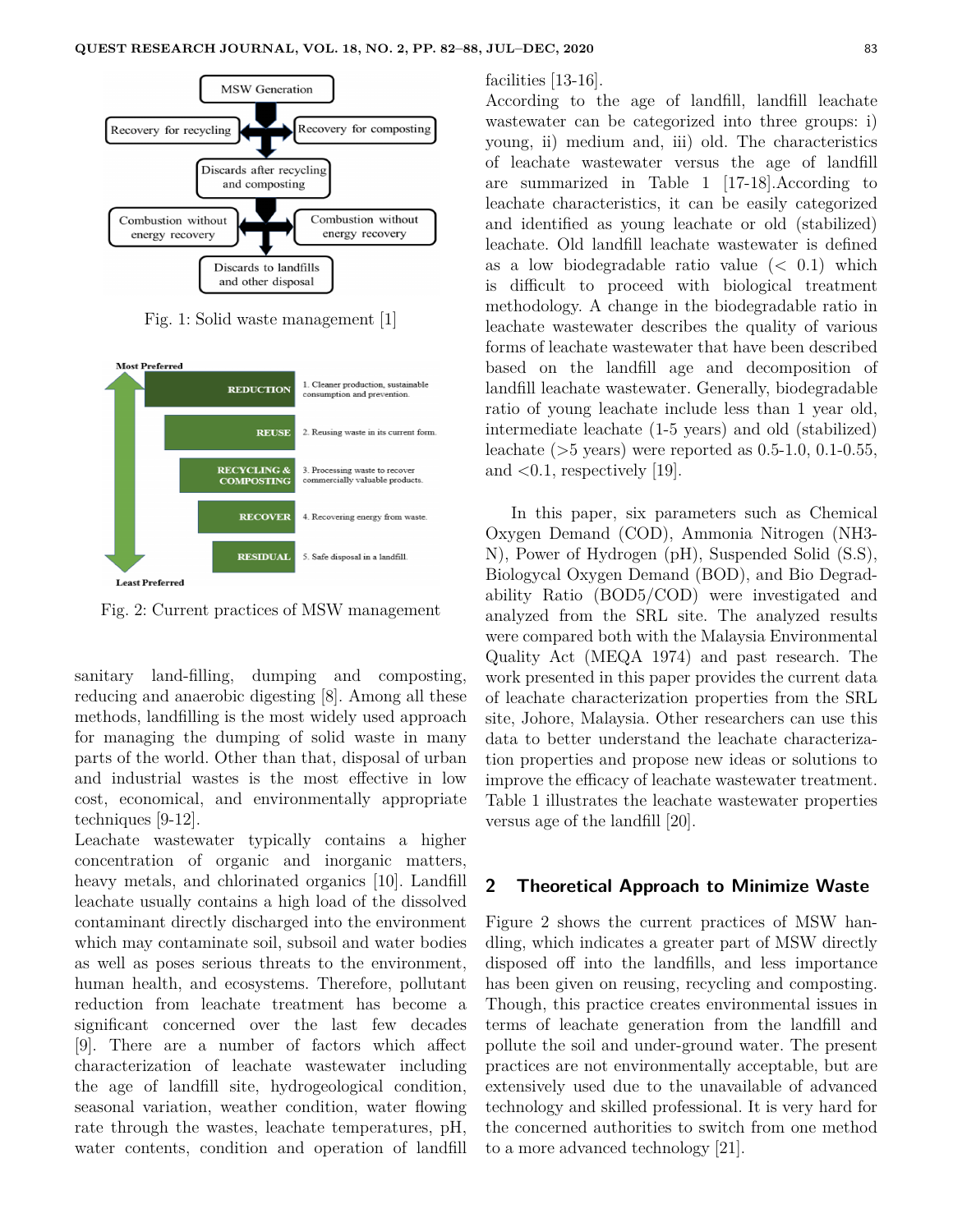Fig. 1: Solid waste management [1]

Fig. 2: Current practices of MSW management

sanitary land-filling, dumping and composting, reducing and anaerobic digesting [8]. Among all these methods, landfilling is the most widely used approach for managing the dumping of solid waste in many parts of the world. Other than that, disposal of urban and industrial wastes is the most effective in low cost, economical, and environmentally appropriate techniques [9-12].

Leachate wastewater typically contains a higher concentration of organic and inorganic matters, heavy metals, and chlorinated organics [10]. Landfill leachate usually contains a high load of the dissolved contaminant directly discharged into the environment which may contaminate soil, subsoil and water bodies as well as poses serious threats to the environment, human health, and ecosystems. Therefore, pollutant reduction from leachate treatment has become a significant concerned over the last few decades [9]. There are a number of factors which affect characterization of leachate wastewater including the age of landfill site, hydrogeological condition, seasonal variation, weather condition, water flowing rate through the wastes, leachate temperatures, pH, water contents, condition and operation of landfill facilities [13-16].

According to the age of landfill, landfill leachate wastewater can be categorized into three groups: i) young, ii) medium and, iii) old. The characteristics of leachate wastewater versus the age of landfill are summarized in Table 1 [17-18].According to leachate characteristics, it can be easily categorized and identified as young leachate or old (stabilized) leachate. Old landfill leachate wastewater is defined as a low biodegradable ratio value ($< 0.1$) which is difficult to proceed with biological treatment methodology. A change in the biodegradable ratio in leachate wastewater describes the quality of various forms of leachate wastewater that have been described based on the landfill age and decomposition of landfill leachate wastewater. Generally, biodegradable ratio of young leachate include less than 1 year old, intermediate leachate (1-5 years) and old (stabilized) leachate (>5 years) were reported as 0.5-1.0, 0.1-0.55, and <0.1, respectively [19].

In this paper, six parameters such as Chemical Oxygen Demand (COD), Ammonia Nitrogen (NH3-N), Power of Hydrogen (pH), Suspended Solid (S.S), Biologycal Oxygen Demand (BOD), and Bio Degradability Ratio (BOD5/COD) were investigated and analyzed from the SRL site. The analyzed results were compared both with the Malaysia Environmental Quality Act (MEQA 1974) and past research. The work presented in this paper provides the current data of leachate characterization properties from the SRL site, Johore, Malaysia. Other researchers can use this data to better understand the leachate characterization properties and propose new ideas or solutions to improve the efficacy of leachate wastewater treatment. Table 1 illustrates the leachate wastewater properties versus age of the landfill [20].

## 2 Theoretical Approach to Minimize Waste

Figure 2 shows the current practices of MSW handling, which indicates a greater part of MSW directly disposed off into the landfills, and less importance has been given on reusing, recycling and composting. Though, this practice creates environmental issues in terms of leachate generation from the landfill and pollute the soil and under-ground water. The present practices are not environmentally acceptable, but are extensively used due to the unavailable of advanced technology and skilled professional. It is very hard for the concerned authorities to switch from one method to a more advanced technology [21].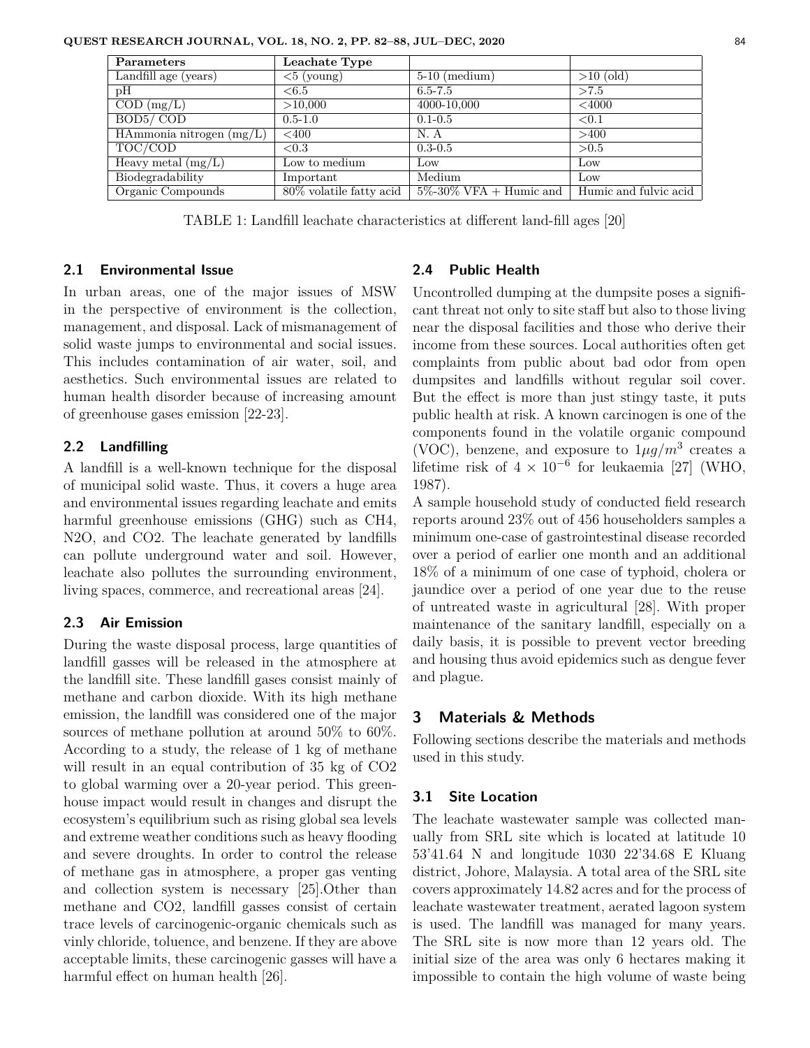| Parameters | Leachate Type | | |
|---|---|---|---|
| Landfill age (years) | <5 (young) | 5-10 (medium) | >10 (old) |
| pH | <6.5 | 6.5-7.5 | >7.5 |
| COD (mg/L) | >10,000 | 4000-10,000 | <4000 |
| BOD5/ COD | 0.5-1.0 | 0.1-0.5 | <0.1 |
| HAmmonia nitrogen (mg/L) | <400 | N. A | >400 |
| TOC/COD | <0.3 | 0.3-0.5 | >0.5 |
| Heavy metal (mg/L) | Low to medium | Low | Low |
| Biodegradability | Important | Medium | Low |
| Organic Compounds | 80% volatile fatty acid | 5%-30% VFA + Humic and | Humic and fulvic acid |

TABLE 1: Landfill leachate characteristics at different land-fill ages [20]

### 2.1 Environmental Issue

In urban areas, one of the major issues of MSW in the perspective of environment is the collection, management, and disposal. Lack of mismanagement of solid waste jumps to environmental and social issues. This includes contamination of air water, soil, and aesthetics. Such environmental issues are related to human health disorder because of increasing amount of greenhouse gases emission [22-23].

### 2.2 Landfilling

A landfill is a well-known technique for the disposal of municipal solid waste. Thus, it covers a huge area and environmental issues regarding leachate and emits harmful greenhouse emissions (GHG) such as $CH_4$, $N_2O$, and $CO_2$. The leachate generated by landfills can pollute underground water and soil. However, leachate also pollutes the surrounding environment, living spaces, commerce, and recreational areas [24].

### 2.3 Air Emission

During the waste disposal process, large quantities of landfill gasses will be released in the atmosphere at the landfill site. These landfill gases consist mainly of methane and carbon dioxide. With its high methane emission, the landfill was considered one of the major sources of methane pollution at around 50% to 60%. According to a study, the release of 1 kg of methane will result in an equal contribution of 35 kg of $CO_2$ to global warming over a 20-year period. This greenhouse impact would result in changes and disrupt the ecosystem's equilibrium such as rising global sea levels and extreme weather conditions such as heavy flooding and severe droughts. In order to control the release of methane gas in atmosphere, a proper gas venting and collection system is necessary [25].Other than methane and $CO_2$, landfill gasses consist of certain trace levels of carcinogenic-organic chemicals such as vinly chloride, toluence, and benzene. If they are above acceptable limits, these carcinogenic gasses will have a harmful effect on human health [26].

### 2.4 Public Health

Uncontrolled dumping at the dumpsite poses a significant threat not only to site staff but also to those living near the disposal facilities and those who derive their income from these sources. Local authorities often get complaints from public about bad odor from open dumpsites and landfills without regular soil cover. But the effect is more than just stingy taste, it puts public health at risk. A known carcinogen is one of the components found in the volatile organic compound (VOC), benzene, and exposure to $1\mu g/m^3$ creates a lifetime risk of $4 \times 10^{-6}$ for leukaemia [27] (WHO, 1987).

A sample household study of conducted field research reports around 23% out of 456 householders samples a minimum one-case of gastrointestinal disease recorded over a period of earlier one month and an additional 18% of a minimum of one case of typhoid, cholera or jaundice over a period of one year due to the reuse of untreated waste in agricultural [28]. With proper maintenance of the sanitary landfill, especially on a daily basis, it is possible to prevent vector breeding and housing thus avoid epidemics such as dengue fever and plague.

## 3 Materials & Methods

Following sections describe the materials and methods used in this study.

### 3.1 Site Location

The leachate wastewater sample was collected manually from SRL site which is located at latitude 10 53'41.64 N and longitude 1030 22'34.68 E Kluang district, Johore, Malaysia. A total area of the SRL site covers approximately 14.82 acres and for the process of leachate wastewater treatment, aerated lagoon system is used. The landfill was managed for many years. The SRL site is now more than 12 years old. The initial size of the area was only 6 hectares making it impossible to contain the high volume of waste being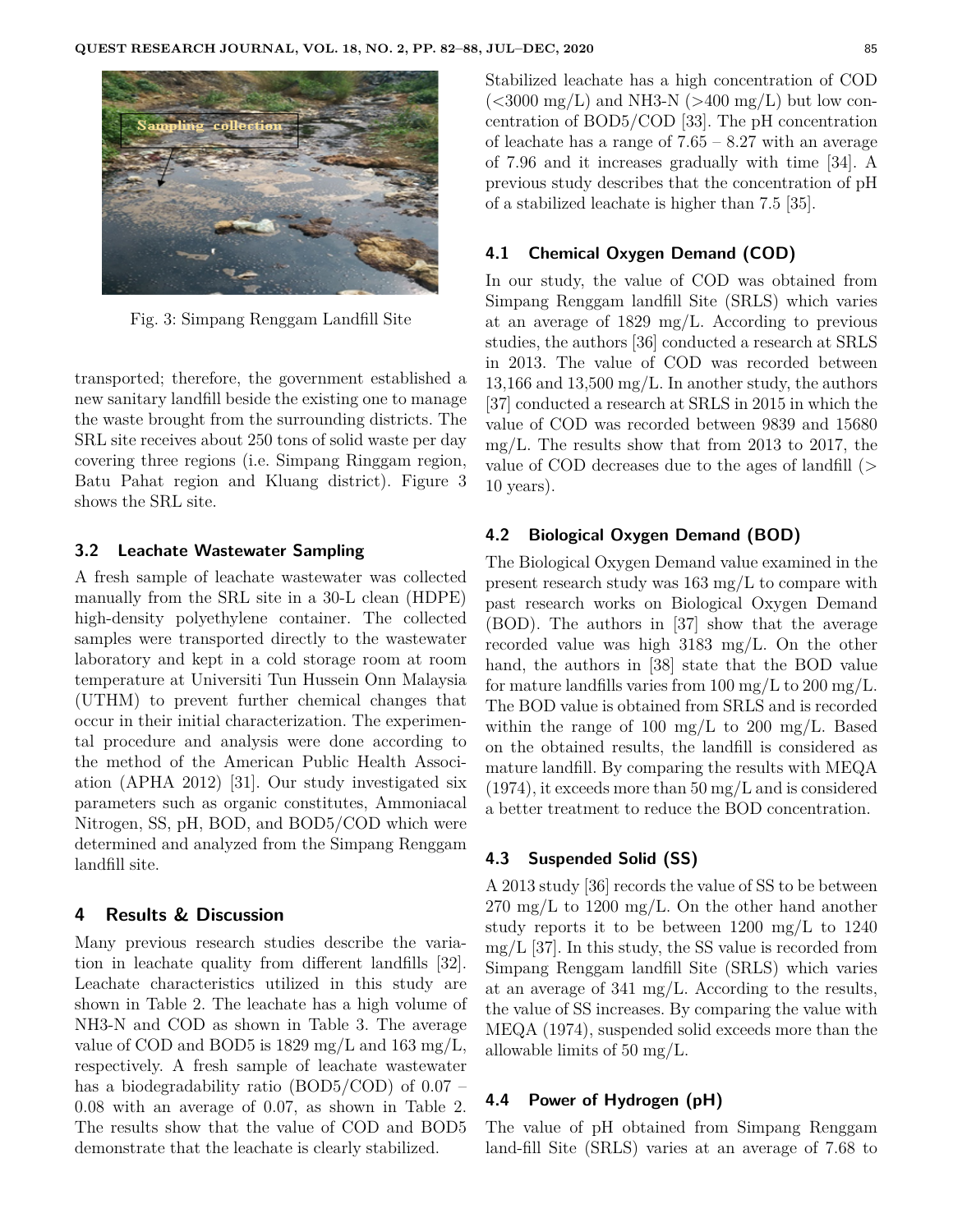Fig. 3: Simpang Renggam Landfill Site

transported; therefore, the government established a new sanitary landfill beside the existing one to manage the waste brought from the surrounding districts. The SRL site receives about 250 tons of solid waste per day covering three regions (i.e. Simpang Ringgam region, Batu Pahat region and Kluang district). Figure 3 shows the SRL site.

### 3.2 Leachate Wastewater Sampling

A fresh sample of leachate wastewater was collected manually from the SRL site in a 30-L clean (HDPE) high-density polyethylene container. The collected samples were transported directly to the wastewater laboratory and kept in a cold storage room at room temperature at Universiti Tun Hussein Onn Malaysia (UTHM) to prevent further chemical changes that occur in their initial characterization. The experimental procedure and analysis were done according to the method of the American Public Health Association (APHA 2012) [31]. Our study investigated six parameters such as organic constitutes, Ammoniacal Nitrogen, SS, pH, BOD, and BOD5/COD which were determined and analyzed from the Simpang Renggam landfill site.

## 4 Results & Discussion

Many previous research studies describe the variation in leachate quality from different landfills [32]. Leachate characteristics utilized in this study are shown in Table 2. The leachate has a high volume of $NH_3$-N and COD as shown in Table 3. The average value of COD and $BOD_5$ is 1829 mg/L and 163 mg/L, respectively. A fresh sample of leachate wastewater has a biodegradability ratio ($BOD_5$/COD) of 0.07 – 0.08 with an average of 0.07, as shown in Table 2. The results show that the value of COD and $BOD_5$ demonstrate that the leachate is clearly stabilized.

Stabilized leachate has a high concentration of COD (<3000 mg/L) and $NH_3$-N (>400 mg/L) but low concentration of $BOD_5$/COD [33]. The pH concentration of leachate has a range of 7.65 – 8.27 with an average of 7.96 and it increases gradually with time [34]. A previous study describes that the concentration of pH of a stabilized leachate is higher than 7.5 [35].

### 4.1 Chemical Oxygen Demand (COD)

In our study, the value of COD was obtained from Simpang Renggam landfill Site (SRLS) which varies at an average of 1829 mg/L. According to previous studies, the authors [36] conducted a research at SRLS in 2013. The value of COD was recorded between 13,166 and 13,500 mg/L. In another study, the authors [37] conducted a research at SRLS in 2015 in which the value of COD was recorded between 9839 and 15680 mg/L. The results show that from 2013 to 2017, the value of COD decreases due to the ages of landfill (> 10 years).

### 4.2 Biological Oxygen Demand (BOD)

The Biological Oxygen Demand value examined in the present research study was 163 mg/L to compare with past research works on Biological Oxygen Demand (BOD). The authors in [37] show that the average recorded value was high 3183 mg/L. On the other hand, the authors in [38] state that the BOD value for mature landfills varies from 100 mg/L to 200 mg/L. The BOD value is obtained from SRLS and is recorded within the range of 100 mg/L to 200 mg/L. Based on the obtained results, the landfill is considered as mature landfill. By comparing the results with MEQA (1974), it exceeds more than 50 mg/L and is considered a better treatment to reduce the BOD concentration.

### 4.3 Suspended Solid (SS)

A 2013 study [36] records the value of SS to be between 270 mg/L to 1200 mg/L. On the other hand another study reports it to be between 1200 mg/L to 1240 mg/L [37]. In this study, the SS value is recorded from Simpang Renggam landfill Site (SRLS) which varies at an average of 341 mg/L. According to the results, the value of SS increases. By comparing the value with MEQA (1974), suspended solid exceeds more than the allowable limits of 50 mg/L.

### 4.4 Power of Hydrogen (pH)

The value of pH obtained from Simpang Renggam land-fill Site (SRLS) varies at an average of 7.68 to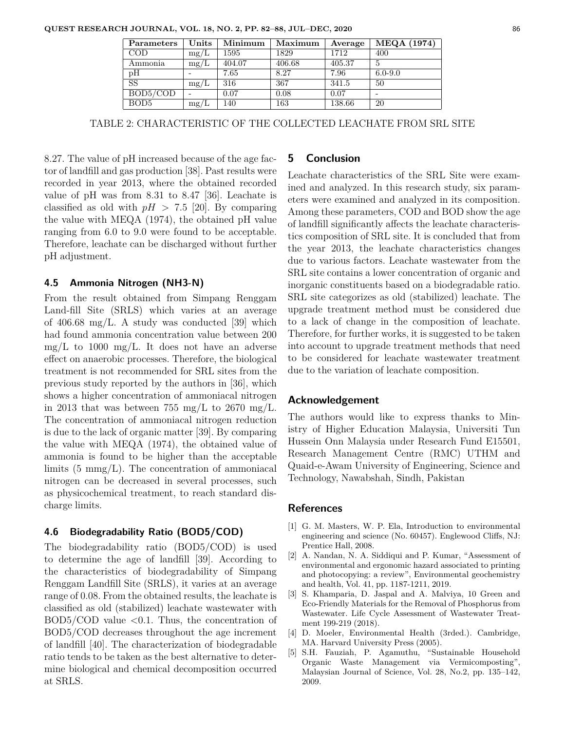| Parameters | Units | Minimum | Maximum | Average | MEQA (1974) |
|---|---|---|---|---|---|
| COD | mg/L | 1595 | 1829 | 1712 | 400 |
| Ammonia | mg/L | 404.07 | 406.68 | 405.37 | 5 |
| pH | - | 7.65 | 8.27 | 7.96 | 6.0-9.0 |
| SS | mg/L | 316 | 367 | 341.5 | 50 |
| BOD5/COD | - | 0.07 | 0.08 | 0.07 | - |
| BOD5 | mg/L | 140 | 163 | 138.66 | 20 |

TABLE 2: CHARACTERISTIC OF THE COLLECTED LEACHATE FROM SRL SITE

8.27. The value of pH increased because of the age factor of landfill and gas production [38]. Past results were recorded in year 2013, where the obtained recorded value of pH was from 8.31 to 8.47 [36]. Leachate is classified as old with $pH > 7.5$ [20]. By comparing the value with MEQA (1974), the obtained pH value ranging from 6.0 to 9.0 were found to be acceptable. Therefore, leachate can be discharged without further pH adjustment.

### 4.5 Ammonia Nitrogen (NH3-N)

From the result obtained from Simpang Renggam Land-fill Site (SRLS) which varies at an average of 406.68 mg/L. A study was conducted [39] which had found ammonia concentration value between 200 mg/L to 1000 mg/L. It does not have an adverse effect on anaerobic processes. Therefore, the biological treatment is not recommended for SRL sites from the previous study reported by the authors in [36], which shows a higher concentration of ammoniacal nitrogen in 2013 that was between 755 mg/L to 2670 mg/L. The concentration of ammoniacal nitrogen reduction is due to the lack of organic matter [39]. By comparing the value with MEQA (1974), the obtained value of ammonia is found to be higher than the acceptable limits (5 mmg/L). The concentration of ammoniacal nitrogen can be decreased in several processes, such as physicochemical treatment, to reach standard discharge limits.

### 4.6 Biodegradability Ratio (BOD5/COD)

The biodegradability ratio (BOD5/COD) is used to determine the age of landfill [39]. According to the characteristics of biodegradability of Simpang Renggam Landfill Site (SRLS), it varies at an average range of 0.08. From the obtained results, the leachate is classified as old (stabilized) leachate wastewater with BOD5/COD value <0.1. Thus, the concentration of BOD5/COD decreases throughout the age increment of landfill [40]. The characterization of biodegradable ratio tends to be taken as the best alternative to determine biological and chemical decomposition occurred at SRLS.

## 5 Conclusion

Leachate characteristics of the SRL Site were examined and analyzed. In this research study, six parameters were examined and analyzed in its composition. Among these parameters, COD and BOD show the age of landfill significantly affects the leachate characteristics composition of SRL site. It is concluded that from the year 2013, the leachate characteristics changes due to various factors. Leachate wastewater from the SRL site contains a lower concentration of organic and inorganic constituents based on a biodegradable ratio. SRL site categorizes as old (stabilized) leachate. The upgrade treatment method must be considered due to a lack of change in the composition of leachate. Therefore, for further works, it is suggested to be taken into account to upgrade treatment methods that need to be considered for leachate wastewater treatment due to the variation of leachate composition.

## Acknowledgement

The authors would like to express thanks to Ministry of Higher Education Malaysia, Universiti Tun Hussein Onn Malaysia under Research Fund E15501, Research Management Centre (RMC) UTHM and Quaid-e-Awam University of Engineering, Science and Technology, Nawabshah, Sindh, Pakistan

## References

[1] G. M. Masters, W. P. Ela, Introduction to environmental engineering and science (No. 60457). Englewood Cliffs, NJ: Prentice Hall, 2008.

[2] A. Nandan, N. A. Siddiqui and P. Kumar, "Assessment of environmental and ergonomic hazard associated to printing and photocopying: a review", Environmental geochemistry and health, Vol. 41, pp. 1187-1211, 2019.

[3] S. Khamparia, D. Jaspal and A. Malviya, 10 Green and Eco-Friendly Materials for the Removal of Phosphorus from Wastewater. Life Cycle Assessment of Wastewater Treatment 199-219 (2018).

[4] D. Moeler, Environmental Health (3rded.). Cambridge, MA. Harvard University Press (2005).

[5] S.H. Fauziah, P. Agamuthu, "Sustainable Household Organic Waste Management via Vermicomposting", Malaysian Journal of Science, Vol. 28, No.2, pp. 135–142, 2009.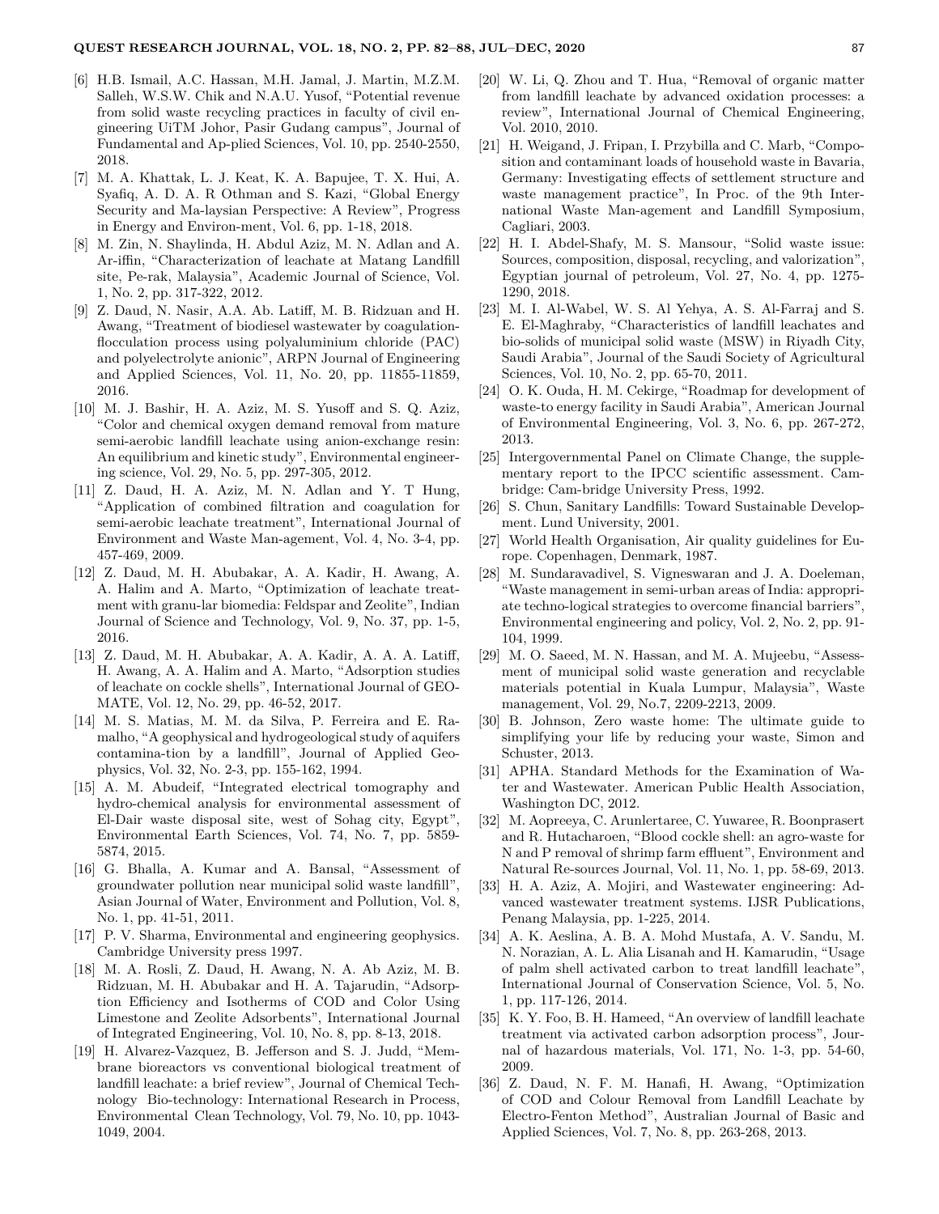[6] H.B. Ismail, A.C. Hassan, M.H. Jamal, J. Martin, M.Z.M. Salleh, W.S.W. Chik and N.A.U. Yusof, "Potential revenue from solid waste recycling practices in faculty of civil engineering UiTM Johor, Pasir Gudang campus", Journal of Fundamental and Ap-plied Sciences, Vol. 10, pp. 2540-2550, 2018.

[7] M. A. Khattak, L. J. Keat, K. A. Bapujee, T. X. Hui, A. Syafiq, A. D. A. R Othman and S. Kazi, "Global Energy Security and Ma-laysian Perspective: A Review", Progress in Energy and Environ-ment, Vol. 6, pp. 1-18, 2018.

[8] M. Zin, N. Shaylinda, H. Abdul Aziz, M. N. Adlan and A. Ar-iffin, "Characterization of leachate at Matang Landfill site, Pe-rak, Malaysia", Academic Journal of Science, Vol. 1, No. 2, pp. 317-322, 2012.

[9] Z. Daud, N. Nasir, A.A. Ab. Latiff, M. B. Ridzuan and H. Awang, "Treatment of biodiesel wastewater by coagulation-flocculation process using polyaluminium chloride (PAC) and polyelectrolyte anionic", ARPN Journal of Engineering and Applied Sciences, Vol. 11, No. 20, pp. 11855-11859, 2016.

[10] M. J. Bashir, H. A. Aziz, M. S. Yusoff and S. Q. Aziz, "Color and chemical oxygen demand removal from mature semi-aerobic landfill leachate using anion-exchange resin: An equilibrium and kinetic study", Environmental engineering science, Vol. 29, No. 5, pp. 297-305, 2012.

[11] Z. Daud, H. A. Aziz, M. N. Adlan and Y. T Hung, "Application of combined filtration and coagulation for semi-aerobic leachate treatment", International Journal of Environment and Waste Man-agement, Vol. 4, No. 3-4, pp. 457-469, 2009.

[12] Z. Daud, M. H. Abubakar, A. A. Kadir, H. Awang, A. A. Halim and A. Marto, "Optimization of leachate treatment with granu-lar biomedia: Feldspar and Zeolite", Indian Journal of Science and Technology, Vol. 9, No. 37, pp. 1-5, 2016.

[13] Z. Daud, M. H. Abubakar, A. A. Kadir, A. A. A. Latiff, H. Awang, A. A. Halim and A. Marto, "Adsorption studies of leachate on cockle shells", International Journal of GEOMATE, Vol. 12, No. 29, pp. 46-52, 2017.

[14] M. S. Matias, M. M. da Silva, P. Ferreira and E. Ramalho, "A geophysical and hydrogeological study of aquifers contamina-tion by a landfill", Journal of Applied Geophysics, Vol. 32, No. 2-3, pp. 155-162, 1994.

[15] A. M. Abudeif, "Integrated electrical tomography and hydro-chemical analysis for environmental assessment of El-Dair waste disposal site, west of Sohag city, Egypt", Environmental Earth Sciences, Vol. 74, No. 7, pp. 5859-5874, 2015.

[16] G. Bhalla, A. Kumar and A. Bansal, "Assessment of groundwater pollution near municipal solid waste landfill", Asian Journal of Water, Environment and Pollution, Vol. 8, No. 1, pp. 41-51, 2011.

[17] P. V. Sharma, Environmental and engineering geophysics. Cambridge University press 1997.

[18] M. A. Rosli, Z. Daud, H. Awang, N. A. Ab Aziz, M. B. Ridzuan, M. H. Abubakar and H. A. Tajarudin, "Adsorption Efficiency and Isotherms of COD and Color Using Limestone and Zeolite Adsorbents", International Journal of Integrated Engineering, Vol. 10, No. 8, pp. 8-13, 2018.

[19] H. Alvarez-Vazquez, B. Jefferson and S. J. Judd, "Membrane bioreactors vs conventional biological treatment of landfill leachate: a brief review", Journal of Chemical Technology Bio-technology: International Research in Process, Environmental Clean Technology, Vol. 79, No. 10, pp. 1043-1049, 2004.

[20] W. Li, Q. Zhou and T. Hua, "Removal of organic matter from landfill leachate by advanced oxidation processes: a review", International Journal of Chemical Engineering, Vol. 2010, 2010.

[21] H. Weigand, J. Fripan, I. Przybilla and C. Marb, "Composition and contaminant loads of household waste in Bavaria, Germany: Investigating effects of settlement structure and waste management practice", In Proc. of the 9th International Waste Man-agement and Landfill Symposium, Cagliari, 2003.

[22] H. I. Abdel-Shafy, M. S. Mansour, "Solid waste issue: Sources, composition, disposal, recycling, and valorization", Egyptian journal of petroleum, Vol. 27, No. 4, pp. 1275-1290, 2018.

[23] M. I. Al-Wabel, W. S. Al Yehya, A. S. Al-Farraj and S. E. El-Maghraby, "Characteristics of landfill leachates and bio-solids of municipal solid waste (MSW) in Riyadh City, Saudi Arabia", Journal of the Saudi Society of Agricultural Sciences, Vol. 10, No. 2, pp. 65-70, 2011.

[24] O. K. Ouda, H. M. Cekirge, "Roadmap for development of waste-to energy facility in Saudi Arabia", American Journal of Environmental Engineering, Vol. 3, No. 6, pp. 267-272, 2013.

[25] Intergovernmental Panel on Climate Change, the supplementary report to the IPCC scientific assessment. Cambridge: Cam-bridge University Press, 1992.

[26] S. Chun, Sanitary Landfills: Toward Sustainable Development. Lund University, 2001.

[27] World Health Organisation, Air quality guidelines for Europe. Copenhagen, Denmark, 1987.

[28] M. Sundaravadivel, S. Vigneswaran and J. A. Doeleman, "Waste management in semi-urban areas of India: appropriate techno-logical strategies to overcome financial barriers", Environmental engineering and policy, Vol. 2, No. 2, pp. 91-104, 1999.

[29] M. O. Saeed, M. N. Hassan, and M. A. Mujeebu, "Assessment of municipal solid waste generation and recyclable materials potential in Kuala Lumpur, Malaysia", Waste management, Vol. 29, No.7, 2209-2213, 2009.

[30] B. Johnson, Zero waste home: The ultimate guide to simplifying your life by reducing your waste, Simon and Schuster, 2013.

[31] APHA. Standard Methods for the Examination of Water and Wastewater. American Public Health Association, Washington DC, 2012.

[32] M. Aopreeya, C. Arunlertaree, C. Yuwaree, R. Boonprasert and R. Hutacharoen, "Blood cockle shell: an agro-waste for N and P removal of shrimp farm effluent", Environment and Natural Re-sources Journal, Vol. 11, No. 1, pp. 58-69, 2013.

[33] H. A. Aziz, A. Mojiri, and Wastewater engineering: Advanced wastewater treatment systems. IJSR Publications, Penang Malaysia, pp. 1-225, 2014.

[34] A. K. Aeslina, A. B. A. Mohd Mustafa, A. V. Sandu, M. N. Norazian, A. L. Alia Lisanah and H. Kamarudin, "Usage of palm shell activated carbon to treat landfill leachate", International Journal of Conservation Science, Vol. 5, No. 1, pp. 117-126, 2014.

[35] K. Y. Foo, B. H. Hameed, "An overview of landfill leachate treatment via activated carbon adsorption process", Journal of hazardous materials, Vol. 171, No. 1-3, pp. 54-60, 2009.

[36] Z. Daud, N. F. M. Hanafi, H. Awang, "Optimization of COD and Colour Removal from Landfill Leachate by Electro-Fenton Method", Australian Journal of Basic and Applied Sciences, Vol. 7, No. 8, pp. 263-268, 2013.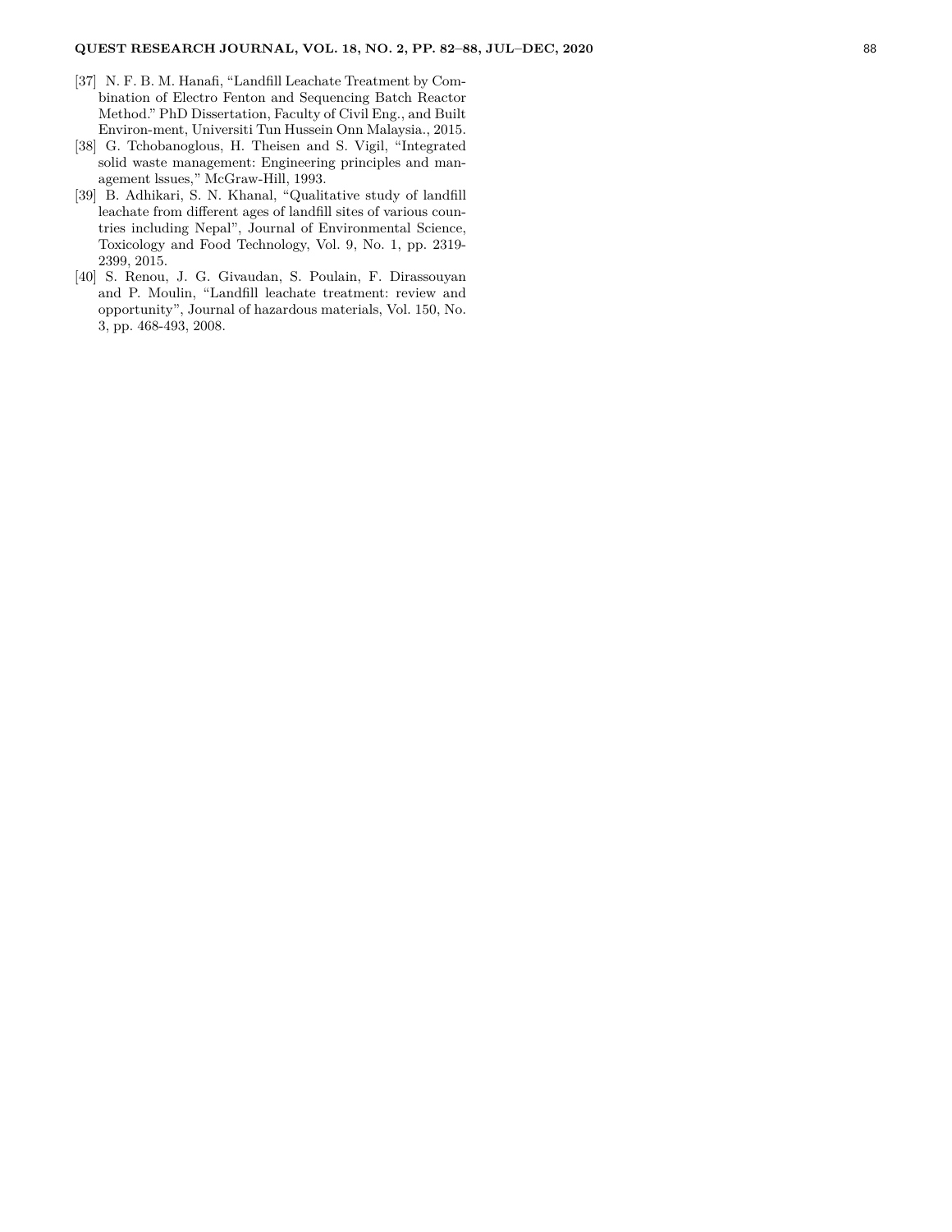[37] N. F. B. M. Hanafi, "Landfill Leachate Treatment by Combination of Electro Fenton and Sequencing Batch Reactor Method." PhD Dissertation, Faculty of Civil Eng., and Built Environ-ment, Universiti Tun Hussein Onn Malaysia., 2015.

[38] G. Tchobanoglous, H. Theisen and S. Vigil, "Integrated solid waste management: Engineering principles and management lssues," McGraw-Hill, 1993.

[39] B. Adhikari, S. N. Khanal, "Qualitative study of landfill leachate from different ages of landfill sites of various countries including Nepal", Journal of Environmental Science, Toxicology and Food Technology, Vol. 9, No. 1, pp. 2319-2399, 2015.

[40] S. Renou, J. G. Givaudan, S. Poulain, F. Dirassouyan and P. Moulin, "Landfill leachate treatment: review and opportunity", Journal of hazardous materials, Vol. 150, No. 3, pp. 468-493, 2008.